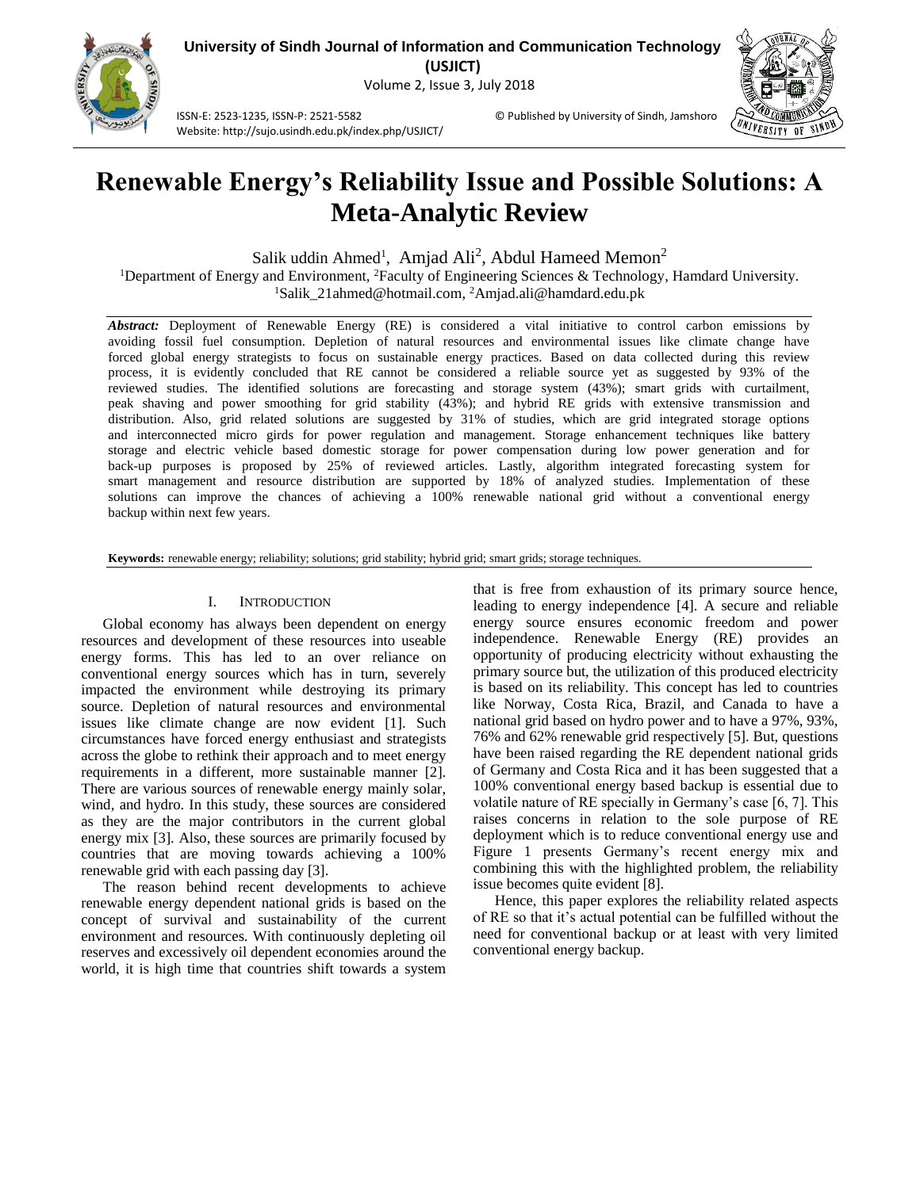# Renewable Energy's Reliability Issue and Possible Solutions: A Meta-Analytic Review

Salik uddin Ahmed[1], Amjad Ali[2], Abdul Hameed Memon[2]

[1]Department of Energy and Environment, [2]Faculty of Engineering Sciences & Technology, Hamdard University.
[1]Salik_21ahmed@hotmail.com, [2]Amjad.ali@hamdard.edu.pk

***Abstract:*** Deployment of Renewable Energy (RE) is considered a vital initiative to control carbon emissions by avoiding fossil fuel consumption. Depletion of natural resources and environmental issues like climate change have forced global energy strategists to focus on sustainable energy practices. Based on data collected during this review process, it is evidently concluded that RE cannot be considered a reliable source yet as suggested by 93% of the reviewed studies. The identified solutions are forecasting and storage system (43%); smart grids with curtailment, peak shaving and power smoothing for grid stability (43%); and hybrid RE grids with extensive transmission and distribution. Also, grid related solutions are suggested by 31% of studies, which are grid integrated storage options and interconnected micro girds for power regulation and management. Storage enhancement techniques like battery storage and electric vehicle based domestic storage for power compensation during low power generation and for back-up purposes is proposed by 25% of reviewed articles. Lastly, algorithm integrated forecasting system for smart management and resource distribution are supported by 18% of analyzed studies. Implementation of these solutions can improve the chances of achieving a 100% renewable national grid without a conventional energy backup within next few years.

**Keywords:** renewable energy; reliability; solutions; grid stability; hybrid grid; smart grids; storage techniques.

## I. Introduction

Global economy has always been dependent on energy resources and development of these resources into useable energy forms. This has led to an over reliance on conventional energy sources which has in turn, severely impacted the environment while destroying its primary source. Depletion of natural resources and environmental issues like climate change are now evident [1]. Such circumstances have forced energy enthusiast and strategists across the globe to rethink their approach and to meet energy requirements in a different, more sustainable manner [2]. There are various sources of renewable energy mainly solar, wind, and hydro. In this study, these sources are considered as they are the major contributors in the current global energy mix [3]. Also, these sources are primarily focused by countries that are moving towards achieving a 100% renewable grid with each passing day [3].

The reason behind recent developments to achieve renewable energy dependent national grids is based on the concept of survival and sustainability of the current environment and resources. With continuously depleting oil reserves and excessively oil dependent economies around the world, it is high time that countries shift towards a system that is free from exhaustion of its primary source hence, leading to energy independence [4]. A secure and reliable energy source ensures economic freedom and power independence. Renewable Energy (RE) provides an opportunity of producing electricity without exhausting the primary source but, the utilization of this produced electricity is based on its reliability. This concept has led to countries like Norway, Costa Rica, Brazil, and Canada to have a national grid based on hydro power and to have a 97%, 93%, 76% and 62% renewable grid respectively [5]. But, questions have been raised regarding the RE dependent national grids of Germany and Costa Rica and it has been suggested that a 100% conventional energy based backup is essential due to volatile nature of RE specially in Germany's case [6, 7]. This raises concerns in relation to the sole purpose of RE deployment which is to reduce conventional energy use and Figure 1 presents Germany's recent energy mix and combining this with the highlighted problem, the reliability issue becomes quite evident [8].

Hence, this paper explores the reliability related aspects of RE so that it's actual potential can be fulfilled without the need for conventional backup or at least with very limited conventional energy backup.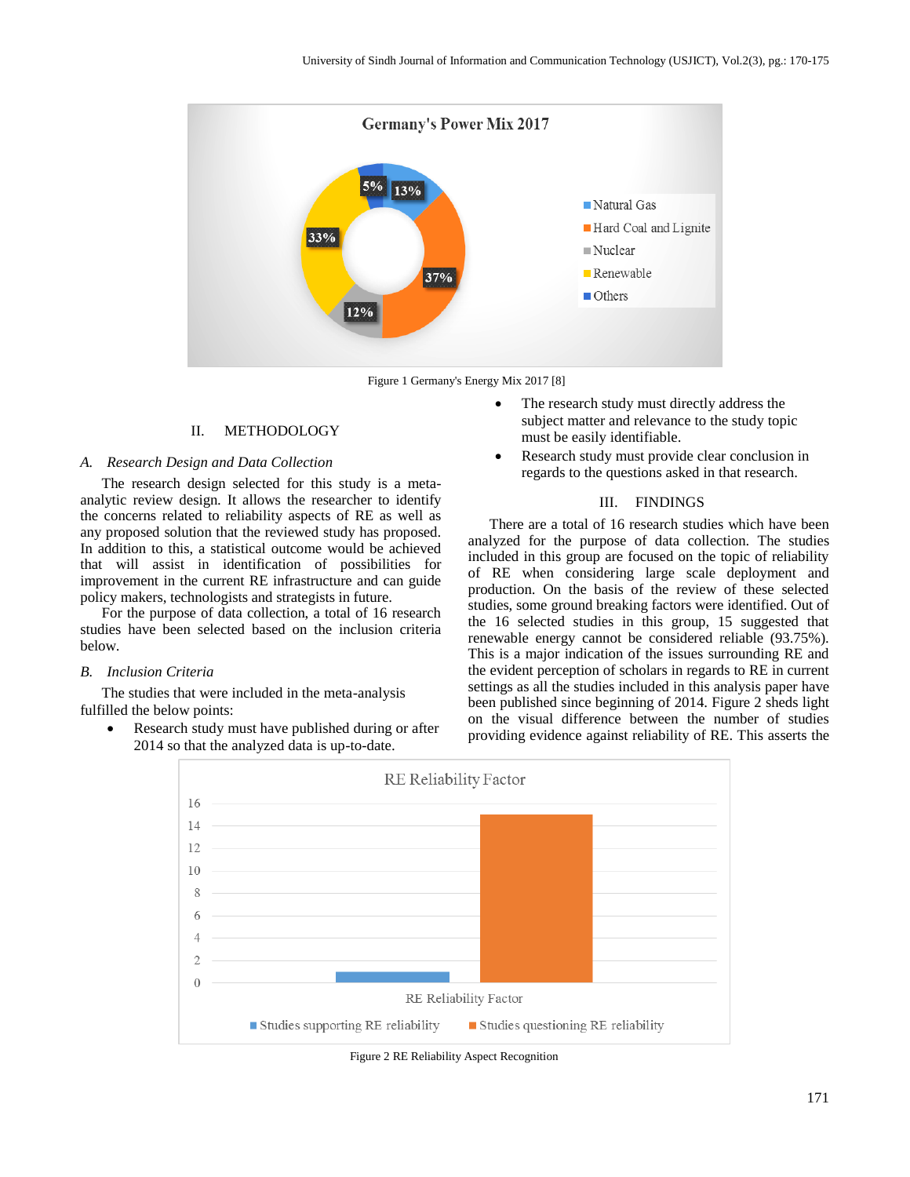Germany's Power Mix 2017

5%
13%
33%
37%
12%

Natural Gas
Hard Coal and Lignite
Nuclear
Renewable
Others

Figure 1 Germany's Energy Mix 2017 [8]

## II. METHODOLOGY

### A. *Research Design and Data Collection*

The research design selected for this study is a meta-analytic review design. It allows the researcher to identify the concerns related to reliability aspects of RE as well as any proposed solution that the reviewed study has proposed. In addition to this, a statistical outcome would be achieved that will assist in identification of possibilities for improvement in the current RE infrastructure and can guide policy makers, technologists and strategists in future.

For the purpose of data collection, a total of 16 research studies have been selected based on the inclusion criteria below.

### B. *Inclusion Criteria*

The studies that were included in the meta-analysis fulfilled the below points:

- Research study must have published during or after 2014 so that the analyzed data is up-to-date.
- The research study must directly address the subject matter and relevance to the study topic must be easily identifiable.
- Research study must provide clear conclusion in regards to the questions asked in that research.

## III. FINDINGS

There are a total of 16 research studies which have been analyzed for the purpose of data collection. The studies included in this group are focused on the topic of reliability of RE when considering large scale deployment and production. On the basis of the review of these selected studies, some ground breaking factors were identified. Out of the 16 selected studies in this group, 15 suggested that renewable energy cannot be considered reliable (93.75%). This is a major indication of the issues surrounding RE and the evident perception of scholars in regards to RE in current settings as all the studies included in this analysis paper have been published since beginning of 2014. Figure 2 sheds light on the visual difference between the number of studies providing evidence against reliability of RE. This asserts the

RE Reliability Factor

16
14
12
10
8
6
4
2
0

RE Reliability Factor

Studies supporting RE reliability
Studies questioning RE reliability

Figure 2 RE Reliability Aspect Recognition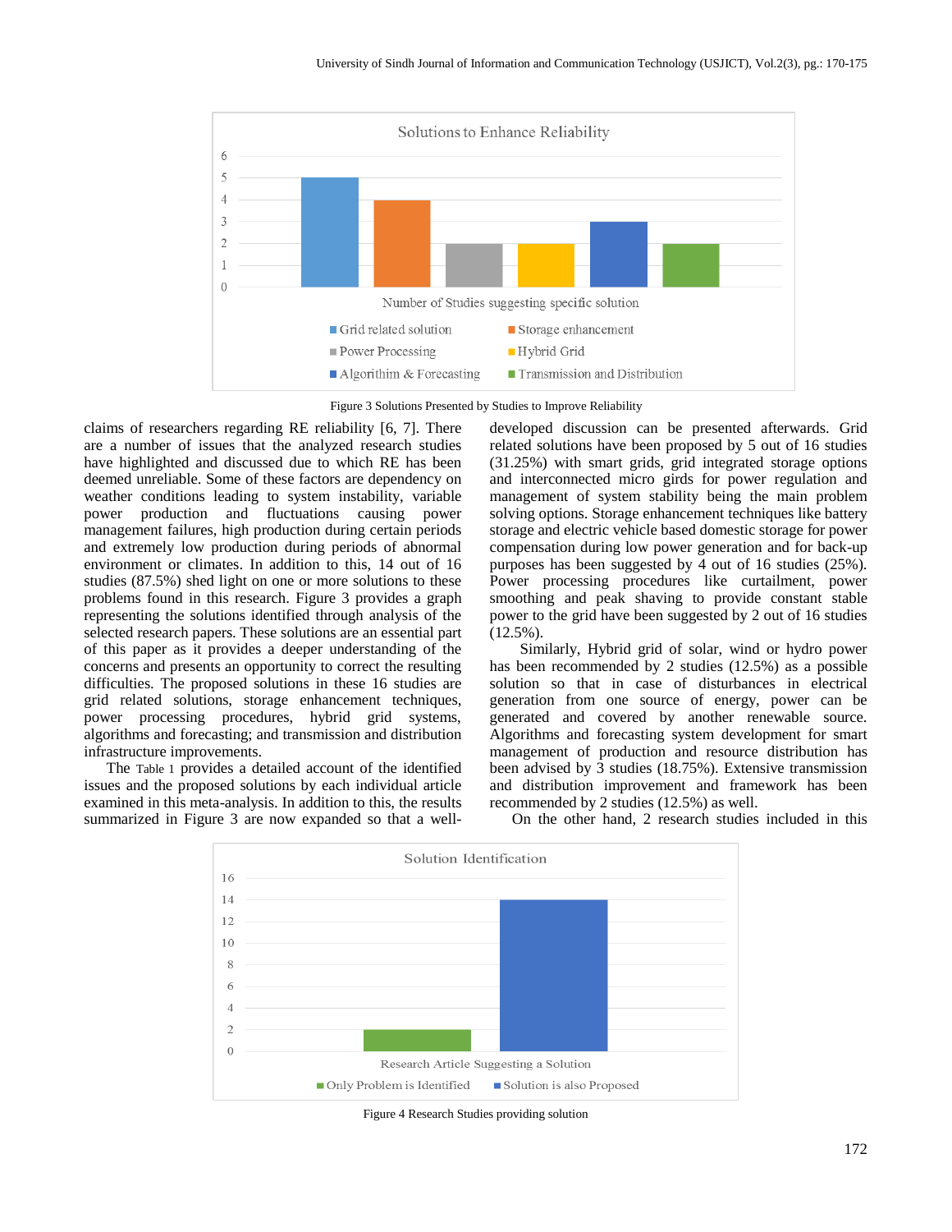Solutions to Enhance Reliability

6
5
4
3
2
1
0

Number of Studies suggesting specific solution

Grid related solution
Storage enhancement
Power Processing
Hybrid Grid
Algorithim & Forecasting
Transmission and Distribution

Figure 3 Solutions Presented by Studies to Improve Reliability

claims of researchers regarding RE reliability [6, 7]. There are a number of issues that the analyzed research studies have highlighted and discussed due to which RE has been deemed unreliable. Some of these factors are dependency on weather conditions leading to system instability, variable power production and fluctuations causing power management failures, high production during certain periods and extremely low production during periods of abnormal environment or climates. In addition to this, 14 out of 16 studies (87.5%) shed light on one or more solutions to these problems found in this research. Figure 3 provides a graph representing the solutions identified through analysis of the selected research papers. These solutions are an essential part of this paper as it provides a deeper understanding of the concerns and presents an opportunity to correct the resulting difficulties. The proposed solutions in these 16 studies are grid related solutions, storage enhancement techniques, power processing procedures, hybrid grid systems, algorithms and forecasting; and transmission and distribution infrastructure improvements.

The Table 1 provides a detailed account of the identified issues and the proposed solutions by each individual article examined in this meta-analysis. In addition to this, the results summarized in Figure 3 are now expanded so that a well-developed discussion can be presented afterwards. Grid related solutions have been proposed by 5 out of 16 studies (31.25%) with smart grids, grid integrated storage options and interconnected micro girds for power regulation and management of system stability being the main problem solving options. Storage enhancement techniques like battery storage and electric vehicle based domestic storage for power compensation during low power generation and for back-up purposes has been suggested by 4 out of 16 studies (25%). Power processing procedures like curtailment, power smoothing and peak shaving to provide constant stable power to the grid have been suggested by 2 out of 16 studies (12.5%).

Similarly, Hybrid grid of solar, wind or hydro power has been recommended by 2 studies (12.5%) as a possible solution so that in case of disturbances in electrical generation from one source of energy, power can be generated and covered by another renewable source. Algorithms and forecasting system development for smart management of production and resource distribution has been advised by 3 studies (18.75%). Extensive transmission and distribution improvement and framework has been recommended by 2 studies (12.5%) as well.

On the other hand, 2 research studies included in this

Solution Identification

16
14
12
10
8
6
4
2
0

Research Article Suggesting a Solution

Only Problem is Identified
Solution is also Proposed

Figure 4 Research Studies providing solution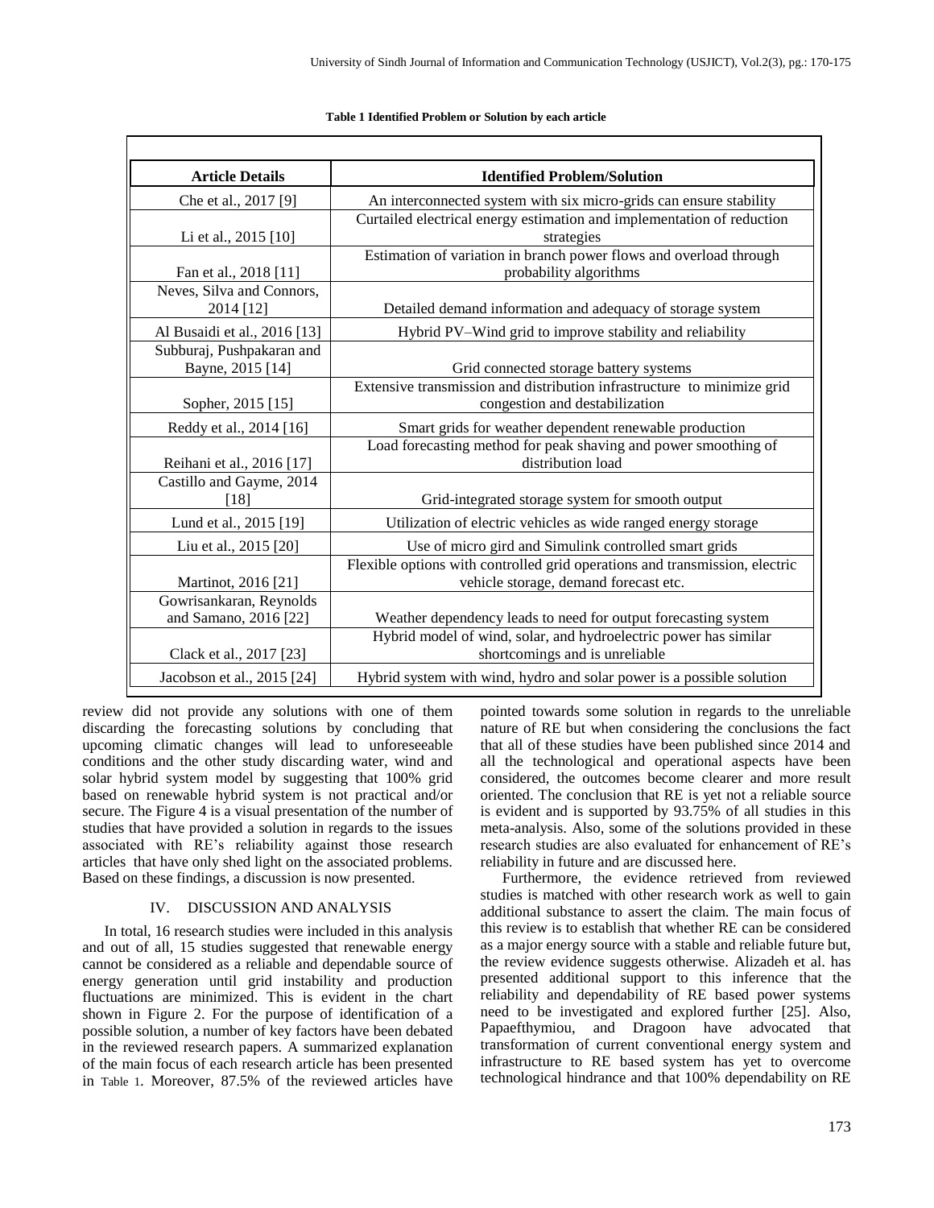**Table 1 Identified Problem or Solution by each article**

| Article Details | Identified Problem/Solution |
|---|---|
| Che et al., 2017 [9] | An interconnected system with six micro-grids can ensure stability |
| Li et al., 2015 [10] | Curtailed electrical energy estimation and implementation of reduction strategies |
| Fan et al., 2018 [11] | Estimation of variation in branch power flows and overload through probability algorithms |
| Neves, Silva and Connors, 2014 [12] | Detailed demand information and adequacy of storage system |
| Al Busaidi et al., 2016 [13] | Hybrid PV–Wind grid to improve stability and reliability |
| Subburaj, Pushpakaran and Bayne, 2015 [14] | Grid connected storage battery systems |
| Sopher, 2015 [15] | Extensive transmission and distribution infrastructure to minimize grid congestion and destabilization |
| Reddy et al., 2014 [16] | Smart grids for weather dependent renewable production |
| Reihani et al., 2016 [17] | Load forecasting method for peak shaving and power smoothing of distribution load |
| Castillo and Gayme, 2014 [18] | Grid-integrated storage system for smooth output |
| Lund et al., 2015 [19] | Utilization of electric vehicles as wide ranged energy storage |
| Liu et al., 2015 [20] | Use of micro gird and Simulink controlled smart grids |
| Martinot, 2016 [21] | Flexible options with controlled grid operations and transmission, electric vehicle storage, demand forecast etc. |
| Gowrisankaran, Reynolds and Samano, 2016 [22] | Weather dependency leads to need for output forecasting system |
| Clack et al., 2017 [23] | Hybrid model of wind, solar, and hydroelectric power has similar shortcomings and is unreliable |
| Jacobson et al., 2015 [24] | Hybrid system with wind, hydro and solar power is a possible solution |

review did not provide any solutions with one of them discarding the forecasting solutions by concluding that upcoming climatic changes will lead to unforeseeable conditions and the other study discarding water, wind and solar hybrid system model by suggesting that 100% grid based on renewable hybrid system is not practical and/or secure. The Figure 4 is a visual presentation of the number of studies that have provided a solution in regards to the issues associated with RE's reliability against those research articles that have only shed light on the associated problems. Based on these findings, a discussion is now presented.

## IV. DISCUSSION AND ANALYSIS

In total, 16 research studies were included in this analysis and out of all, 15 studies suggested that renewable energy cannot be considered as a reliable and dependable source of energy generation until grid instability and production fluctuations are minimized. This is evident in the chart shown in Figure 2. For the purpose of identification of a possible solution, a number of key factors have been debated in the reviewed research papers. A summarized explanation of the main focus of each research article has been presented in Table 1. Moreover, 87.5% of the reviewed articles have pointed towards some solution in regards to the unreliable nature of RE but when considering the conclusions the fact that all of these studies have been published since 2014 and all the technological and operational aspects have been considered, the outcomes become clearer and more result oriented. The conclusion that RE is yet not a reliable source is evident and is supported by 93.75% of all studies in this meta-analysis. Also, some of the solutions provided in these research studies are also evaluated for enhancement of RE's reliability in future and are discussed here.

Furthermore, the evidence retrieved from reviewed studies is matched with other research work as well to gain additional substance to assert the claim. The main focus of this review is to establish that whether RE can be considered as a major energy source with a stable and reliable future but, the review evidence suggests otherwise. Alizadeh et al. has presented additional support to this inference that the reliability and dependability of RE based power systems need to be investigated and explored further [25]. Also, Papaefthymiou, and Dragoon have advocated that transformation of current conventional energy system and infrastructure to RE based system has yet to overcome technological hindrance and that 100% dependability on RE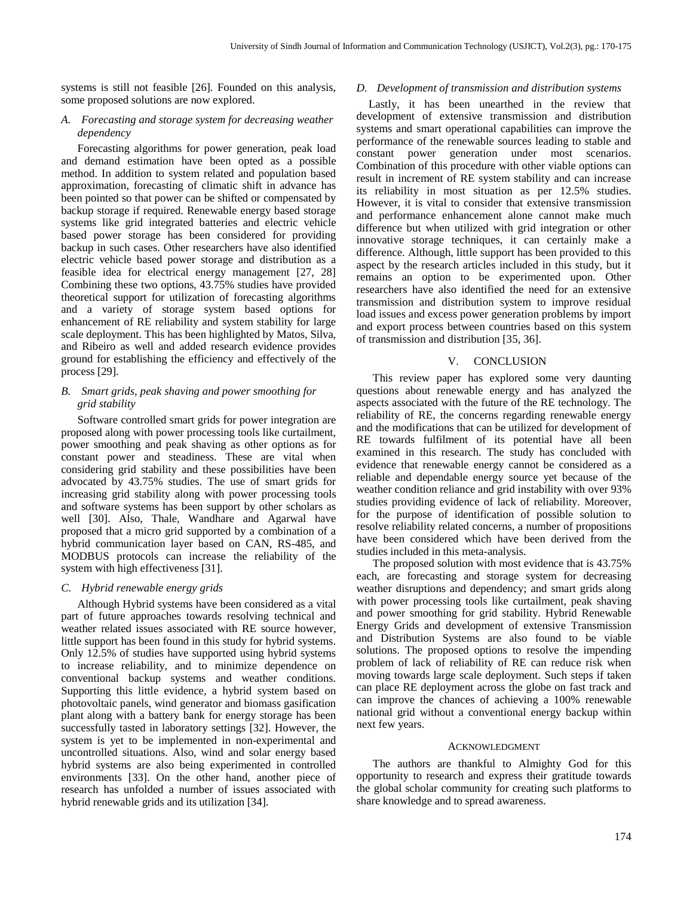systems is still not feasible [26]. Founded on this analysis, some proposed solutions are now explored.

### *A. Forecasting and storage system for decreasing weather dependency*

Forecasting algorithms for power generation, peak load and demand estimation have been opted as a possible method. In addition to system related and population based approximation, forecasting of climatic shift in advance has been pointed so that power can be shifted or compensated by backup storage if required. Renewable energy based storage systems like grid integrated batteries and electric vehicle based power storage has been considered for providing backup in such cases. Other researchers have also identified electric vehicle based power storage and distribution as a feasible idea for electrical energy management [27, 28] Combining these two options, 43.75% studies have provided theoretical support for utilization of forecasting algorithms and a variety of storage system based options for enhancement of RE reliability and system stability for large scale deployment. This has been highlighted by Matos, Silva, and Ribeiro as well and added research evidence provides ground for establishing the efficiency and effectively of the process [29].

### *B. Smart grids, peak shaving and power smoothing for grid stability*

Software controlled smart grids for power integration are proposed along with power processing tools like curtailment, power smoothing and peak shaving as other options as for constant power and steadiness. These are vital when considering grid stability and these possibilities have been advocated by 43.75% studies. The use of smart grids for increasing grid stability along with power processing tools and software systems has been support by other scholars as well [30]. Also, Thale, Wandhare and Agarwal have proposed that a micro grid supported by a combination of a hybrid communication layer based on CAN, RS-485, and MODBUS protocols can increase the reliability of the system with high effectiveness [31].

### *C. Hybrid renewable energy grids*

Although Hybrid systems have been considered as a vital part of future approaches towards resolving technical and weather related issues associated with RE source however, little support has been found in this study for hybrid systems. Only 12.5% of studies have supported using hybrid systems to increase reliability, and to minimize dependence on conventional backup systems and weather conditions. Supporting this little evidence, a hybrid system based on photovoltaic panels, wind generator and biomass gasification plant along with a battery bank for energy storage has been successfully tasted in laboratory settings [32]. However, the system is yet to be implemented in non-experimental and uncontrolled situations. Also, wind and solar energy based hybrid systems are also being experimented in controlled environments [33]. On the other hand, another piece of research has unfolded a number of issues associated with hybrid renewable grids and its utilization [34].

### *D. Development of transmission and distribution systems*

Lastly, it has been unearthed in the review that development of extensive transmission and distribution systems and smart operational capabilities can improve the performance of the renewable sources leading to stable and constant power generation under most scenarios. Combination of this procedure with other viable options can result in increment of RE system stability and can increase its reliability in most situation as per 12.5% studies. However, it is vital to consider that extensive transmission and performance enhancement alone cannot make much difference but when utilized with grid integration or other innovative storage techniques, it can certainly make a difference. Although, little support has been provided to this aspect by the research articles included in this study, but it remains an option to be experimented upon. Other researchers have also identified the need for an extensive transmission and distribution system to improve residual load issues and excess power generation problems by import and export process between countries based on this system of transmission and distribution [35, 36].

## V. CONCLUSION

This review paper has explored some very daunting questions about renewable energy and has analyzed the aspects associated with the future of the RE technology. The reliability of RE, the concerns regarding renewable energy and the modifications that can be utilized for development of RE towards fulfilment of its potential have all been examined in this research. The study has concluded with evidence that renewable energy cannot be considered as a reliable and dependable energy source yet because of the weather condition reliance and grid instability with over 93% studies providing evidence of lack of reliability. Moreover, for the purpose of identification of possible solution to resolve reliability related concerns, a number of propositions have been considered which have been derived from the studies included in this meta-analysis.

The proposed solution with most evidence that is 43.75% each, are forecasting and storage system for decreasing weather disruptions and dependency; and smart grids along with power processing tools like curtailment, peak shaving and power smoothing for grid stability. Hybrid Renewable Energy Grids and development of extensive Transmission and Distribution Systems are also found to be viable solutions. The proposed options to resolve the impending problem of lack of reliability of RE can reduce risk when moving towards large scale deployment. Such steps if taken can place RE deployment across the globe on fast track and can improve the chances of achieving a 100% renewable national grid without a conventional energy backup within next few years.

## ACKNOWLEDGMENT

The authors are thankful to Almighty God for this opportunity to research and express their gratitude towards the global scholar community for creating such platforms to share knowledge and to spread awareness.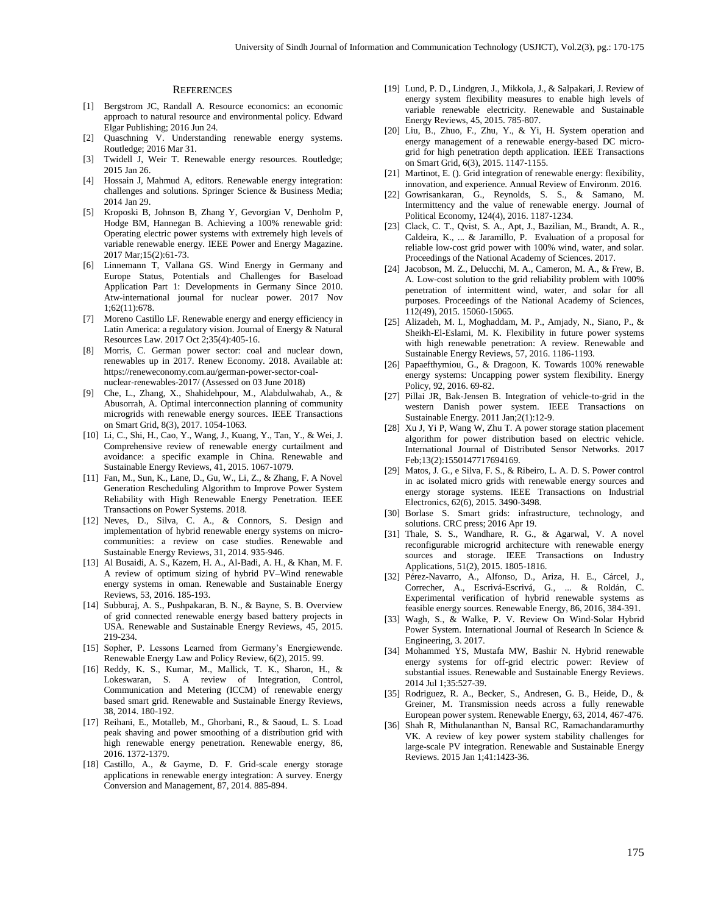## REFERENCES

[1] Bergstrom JC, Randall A. Resource economics: an economic approach to natural resource and environmental policy. Edward Elgar Publishing; 2016 Jun 24.

[2] Quaschning V. Understanding renewable energy systems. Routledge; 2016 Mar 31.

[3] Twidell J, Weir T. Renewable energy resources. Routledge; 2015 Jan 26.

[4] Hossain J, Mahmud A, editors. Renewable energy integration: challenges and solutions. Springer Science & Business Media; 2014 Jan 29.

[5] Kroposki B, Johnson B, Zhang Y, Gevorgian V, Denholm P, Hodge BM, Hannegan B. Achieving a 100% renewable grid: Operating electric power systems with extremely high levels of variable renewable energy. IEEE Power and Energy Magazine. 2017 Mar;15(2):61-73.

[6] Linnemann T, Vallana GS. Wind Energy in Germany and Europe Status, Potentials and Challenges for Baseload Application Part 1: Developments in Germany Since 2010. Atw-international journal for nuclear power. 2017 Nov 1;62(11):678.

[7] Moreno Castillo LF. Renewable energy and energy efficiency in Latin America: a regulatory vision. Journal of Energy & Natural Resources Law. 2017 Oct 2;35(4):405-16.

[8] Morris, C. German power sector: coal and nuclear down, renewables up in 2017. Renew Economy. 2018. Available at: https://reneweconomy.com.au/german-power-sector-coal-nuclear-renewables-2017/ (Assessed on 03 June 2018)

[9] Che, L., Zhang, X., Shahidehpour, M., Alabdulwahab, A., & Abusorrah, A. Optimal interconnection planning of community microgrids with renewable energy sources. IEEE Transactions on Smart Grid, 8(3), 2017. 1054-1063.

[10] Li, C., Shi, H., Cao, Y., Wang, J., Kuang, Y., Tan, Y., & Wei, J. Comprehensive review of renewable energy curtailment and avoidance: a specific example in China. Renewable and Sustainable Energy Reviews, 41, 2015. 1067-1079.

[11] Fan, M., Sun, K., Lane, D., Gu, W., Li, Z., & Zhang, F. A Novel Generation Rescheduling Algorithm to Improve Power System Reliability with High Renewable Energy Penetration. IEEE Transactions on Power Systems. 2018.

[12] Neves, D., Silva, C. A., & Connors, S. Design and implementation of hybrid renewable energy systems on micro-communities: a review on case studies. Renewable and Sustainable Energy Reviews, 31, 2014. 935-946.

[13] Al Busaidi, A. S., Kazem, H. A., Al-Badi, A. H., & Khan, M. F. A review of optimum sizing of hybrid PV–Wind renewable energy systems in oman. Renewable and Sustainable Energy Reviews, 53, 2016. 185-193.

[14] Subburaj, A. S., Pushpakaran, B. N., & Bayne, S. B. Overview of grid connected renewable energy based battery projects in USA. Renewable and Sustainable Energy Reviews, 45, 2015. 219-234.

[15] Sopher, P. Lessons Learned from Germany's Energiewende. Renewable Energy Law and Policy Review, 6(2), 2015. 99.

[16] Reddy, K. S., Kumar, M., Mallick, T. K., Sharon, H., & Lokeswaran, S. A review of Integration, Control, Communication and Metering (ICCM) of renewable energy based smart grid. Renewable and Sustainable Energy Reviews, 38, 2014. 180-192.

[17] Reihani, E., Motalleb, M., Ghorbani, R., & Saoud, L. S. Load peak shaving and power smoothing of a distribution grid with high renewable energy penetration. Renewable energy, 86, 2016. 1372-1379.

[18] Castillo, A., & Gayme, D. F. Grid-scale energy storage applications in renewable energy integration: A survey. Energy Conversion and Management, 87, 2014. 885-894.

[19] Lund, P. D., Lindgren, J., Mikkola, J., & Salpakari, J. Review of energy system flexibility measures to enable high levels of variable renewable electricity. Renewable and Sustainable Energy Reviews, 45, 2015. 785-807.

[20] Liu, B., Zhuo, F., Zhu, Y., & Yi, H. System operation and energy management of a renewable energy-based DC micro-grid for high penetration depth application. IEEE Transactions on Smart Grid, 6(3), 2015. 1147-1155.

[21] Martinot, E. (). Grid integration of renewable energy: flexibility, innovation, and experience. Annual Review of Environm. 2016.

[22] Gowrisankaran, G., Reynolds, S. S., & Samano, M. Intermittency and the value of renewable energy. Journal of Political Economy, 124(4), 2016. 1187-1234.

[23] Clack, C. T., Qvist, S. A., Apt, J., Bazilian, M., Brandt, A. R., Caldeira, K., ... & Jaramillo, P. Evaluation of a proposal for reliable low-cost grid power with 100% wind, water, and solar. Proceedings of the National Academy of Sciences. 2017.

[24] Jacobson, M. Z., Delucchi, M. A., Cameron, M. A., & Frew, B. A. Low-cost solution to the grid reliability problem with 100% penetration of intermittent wind, water, and solar for all purposes. Proceedings of the National Academy of Sciences, 112(49), 2015. 15060-15065.

[25] Alizadeh, M. I., Moghaddam, M. P., Amjady, N., Siano, P., & Sheikh-El-Eslami, M. K. Flexibility in future power systems with high renewable penetration: A review. Renewable and Sustainable Energy Reviews, 57, 2016. 1186-1193.

[26] Papaefthymiou, G., & Dragoon, K. Towards 100% renewable energy systems: Uncapping power system flexibility. Energy Policy, 92, 2016. 69-82.

[27] Pillai JR, Bak-Jensen B. Integration of vehicle-to-grid in the western Danish power system. IEEE Transactions on Sustainable Energy. 2011 Jan;2(1):12-9.

[28] Xu J, Yi P, Wang W, Zhu T. A power storage station placement algorithm for power distribution based on electric vehicle. International Journal of Distributed Sensor Networks. 2017 Feb;13(2):1550147717694169.

[29] Matos, J. G., e Silva, F. S., & Ribeiro, L. A. D. S. Power control in ac isolated micro grids with renewable energy sources and energy storage systems. IEEE Transactions on Industrial Electronics, 62(6), 2015. 3490-3498.

[30] Borlase S. Smart grids: infrastructure, technology, and solutions. CRC press; 2016 Apr 19.

[31] Thale, S. S., Wandhare, R. G., & Agarwal, V. A novel reconfigurable microgrid architecture with renewable energy sources and storage. IEEE Transactions on Industry Applications, 51(2), 2015. 1805-1816.

[32] Pérez-Navarro, A., Alfonso, D., Ariza, H. E., Cárcel, J., Correcher, A., Escrivá-Escrivá, G., ... & Roldán, C. Experimental verification of hybrid renewable systems as feasible energy sources. Renewable Energy, 86, 2016, 384-391.

[33] Wagh, S., & Walke, P. V. Review On Wind-Solar Hybrid Power System. International Journal of Research In Science & Engineering, 3. 2017.

[34] Mohammed YS, Mustafa MW, Bashir N. Hybrid renewable energy systems for off-grid electric power: Review of substantial issues. Renewable and Sustainable Energy Reviews. 2014 Jul 1;35:527-39.

[35] Rodriguez, R. A., Becker, S., Andresen, G. B., Heide, D., & Greiner, M. Transmission needs across a fully renewable European power system. Renewable Energy, 63, 2014, 467-476.

[36] Shah R, Mithulananthan N, Bansal RC, Ramachandaramurthy VK. A review of key power system stability challenges for large-scale PV integration. Renewable and Sustainable Energy Reviews. 2015 Jan 1;41:1423-36.